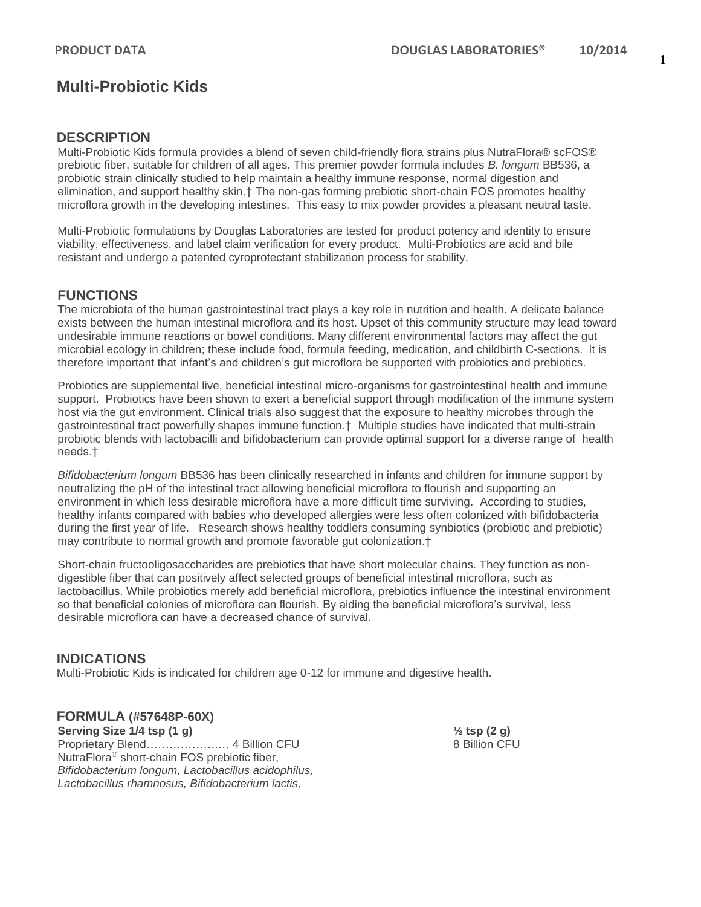# Multi-Probiotic Kids

## DESCRIPTION

Multi-Probiotic Kids formula provides a blend of seven child-friendly flora strains plus NutraFlora® scFOS® prebiotic fiber, suitable for children of all ages. This premier powder formula includes *B. longum* BB536, a probiotic strain clinically studied to help maintain a healthy immune response, normal digestion and elimination, and support healthy skin.† The non-gas forming prebiotic short-chain FOS promotes healthy microflora growth in the developing intestines. This easy to mix powder provides a pleasant neutral taste.

Multi-Probiotic formulations by Douglas Laboratories are tested for product potency and identity to ensure viability, effectiveness, and label claim verification for every product. Multi-Probiotics are acid and bile resistant and undergo a patented cyroprotectant stabilization process for stability.

## FUNCTIONS

The microbiota of the human gastrointestinal tract plays a key role in nutrition and health. A delicate balance exists between the human intestinal microflora and its host. Upset of this community structure may lead toward undesirable immune reactions or bowel conditions. Many different environmental factors may affect the gut microbial ecology in children; these include food, formula feeding, medication, and childbirth C-sections. It is therefore important that infant's and children's gut microflora be supported with probiotics and prebiotics.

Probiotics are supplemental live, beneficial intestinal micro-organisms for gastrointestinal health and immune support. Probiotics have been shown to exert a beneficial support through modification of the immune system host via the gut environment. Clinical trials also suggest that the exposure to healthy microbes through the gastrointestinal tract powerfully shapes immune function.† Multiple studies have indicated that multi-strain probiotic blends with lactobacilli and bifidobacterium can provide optimal support for a diverse range of health needs.†

*Bifidobacterium longum* BB536 has been clinically researched in infants and children for immune support by neutralizing the pH of the intestinal tract allowing beneficial microflora to flourish and supporting an environment in which less desirable microflora have a more difficult time surviving. According to studies, healthy infants compared with babies who developed allergies were less often colonized with bifidobacteria during the first year of life. Research shows healthy toddlers consuming synbiotics (probiotic and prebiotic) may contribute to normal growth and promote favorable gut colonization.†

Short-chain fructooligosaccharides are prebiotics that have short molecular chains. They function as non-digestible fiber that can positively affect selected groups of beneficial intestinal microflora, such as lactobacillus. While probiotics merely add beneficial microflora, prebiotics influence the intestinal environment so that beneficial colonies of microflora can flourish. By aiding the beneficial microflora's survival, less desirable microflora can have a decreased chance of survival.

## INDICATIONS

Multi-Probiotic Kids is indicated for children age 0-12 for immune and digestive health.

## FORMULA (#57648P-60X)

| **Serving Size 1/4 tsp (1 g)** | **½ tsp (2 g)** |
|---|---|
| Proprietary Blend…………………… 4 Billion CFU | 8 Billion CFU |

NutraFlora® short-chain FOS prebiotic fiber,
*Bifidobacterium longum, Lactobacillus acidophilus, Lactobacillus rhamnosus, Bifidobacterium lactis,*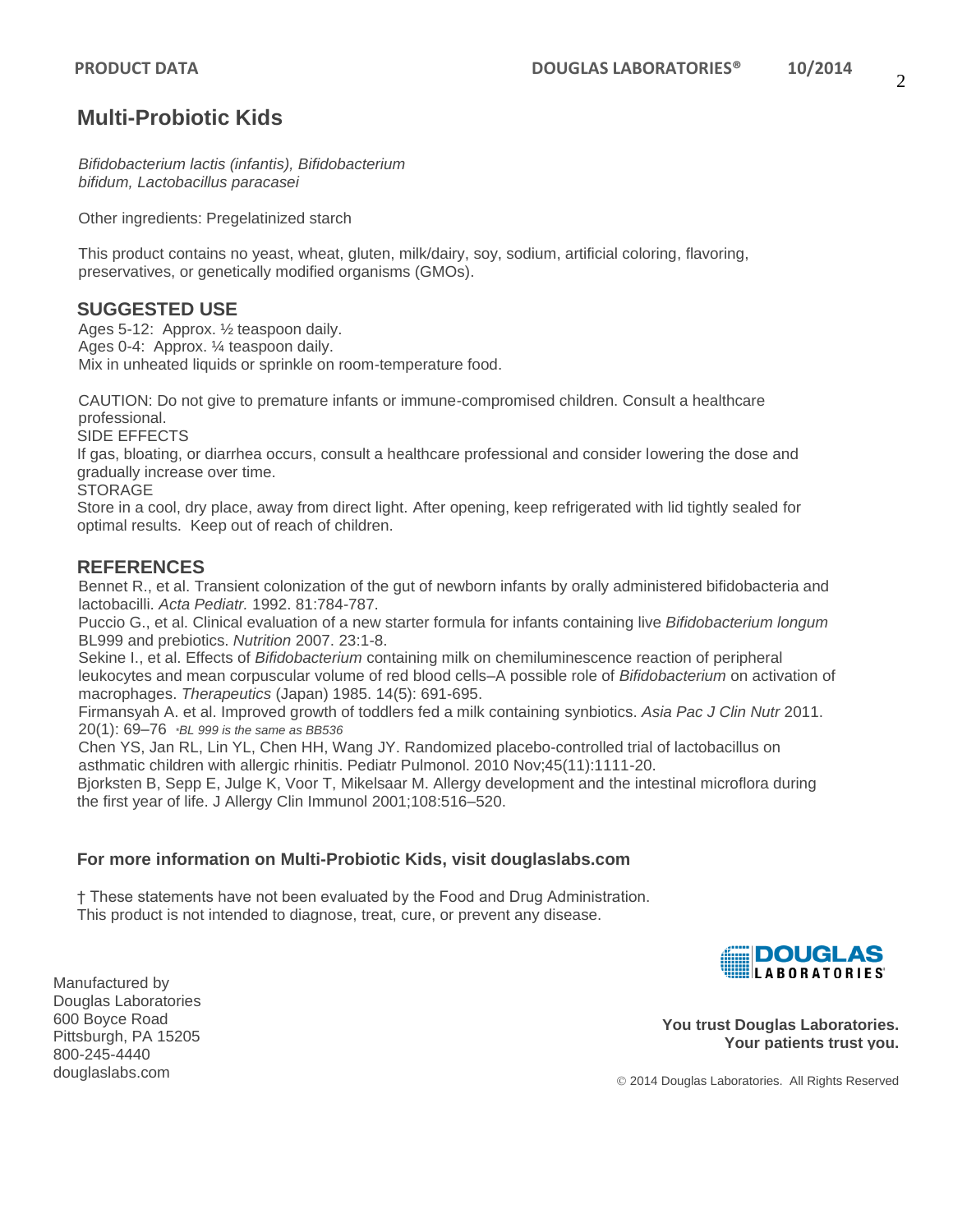# Multi-Probiotic Kids

*Bifidobacterium lactis (infantis), Bifidobacterium bifidum, Lactobacillus paracasei*

Other ingredients: Pregelatinized starch

This product contains no yeast, wheat, gluten, milk/dairy, soy, sodium, artificial coloring, flavoring, preservatives, or genetically modified organisms (GMOs).

## SUGGESTED USE

Ages 5-12: Approx. ½ teaspoon daily.
Ages 0-4: Approx. ¼ teaspoon daily.
Mix in unheated liquids or sprinkle on room-temperature food.

CAUTION: Do not give to premature infants or immune-compromised children. Consult a healthcare professional.

SIDE EFFECTS

If gas, bloating, or diarrhea occurs, consult a healthcare professional and consider lowering the dose and gradually increase over time.

STORAGE

Store in a cool, dry place, away from direct light. After opening, keep refrigerated with lid tightly sealed for optimal results. Keep out of reach of children.

## REFERENCES

Bennet R., et al. Transient colonization of the gut of newborn infants by orally administered bifidobacteria and lactobacilli. *Acta Pediatr.* 1992. 81:784-787.

Puccio G., et al. Clinical evaluation of a new starter formula for infants containing live *Bifidobacterium longum* BL999 and prebiotics. *Nutrition* 2007. 23:1-8.

Sekine I., et al. Effects of *Bifidobacterium* containing milk on chemiluminescence reaction of peripheral leukocytes and mean corpuscular volume of red blood cells–A possible role of *Bifidobacterium* on activation of macrophages. *Therapeutics* (Japan) 1985. 14(5): 691-695.

Firmansyah A. et al. Improved growth of toddlers fed a milk containing synbiotics. *Asia Pac J Clin Nutr* 2011. 20(1): 69–76 *\*BL 999 is the same as BB536*

Chen YS, Jan RL, Lin YL, Chen HH, Wang JY. Randomized placebo-controlled trial of lactobacillus on asthmatic children with allergic rhinitis. Pediatr Pulmonol. 2010 Nov;45(11):1111-20.

Bjorksten B, Sepp E, Julge K, Voor T, Mikelsaar M. Allergy development and the intestinal microflora during the first year of life. J Allergy Clin Immunol 2001;108:516–520.

**For more information on Multi-Probiotic Kids, visit douglaslabs.com**

† These statements have not been evaluated by the Food and Drug Administration.
This product is not intended to diagnose, treat, cure, or prevent any disease.

Manufactured by
Douglas Laboratories
600 Boyce Road
Pittsburgh, PA 15205
800-245-4440
douglaslabs.com

**You trust Douglas Laboratories.**
**Your patients trust you.**

© 2014 Douglas Laboratories. All Rights Reserved